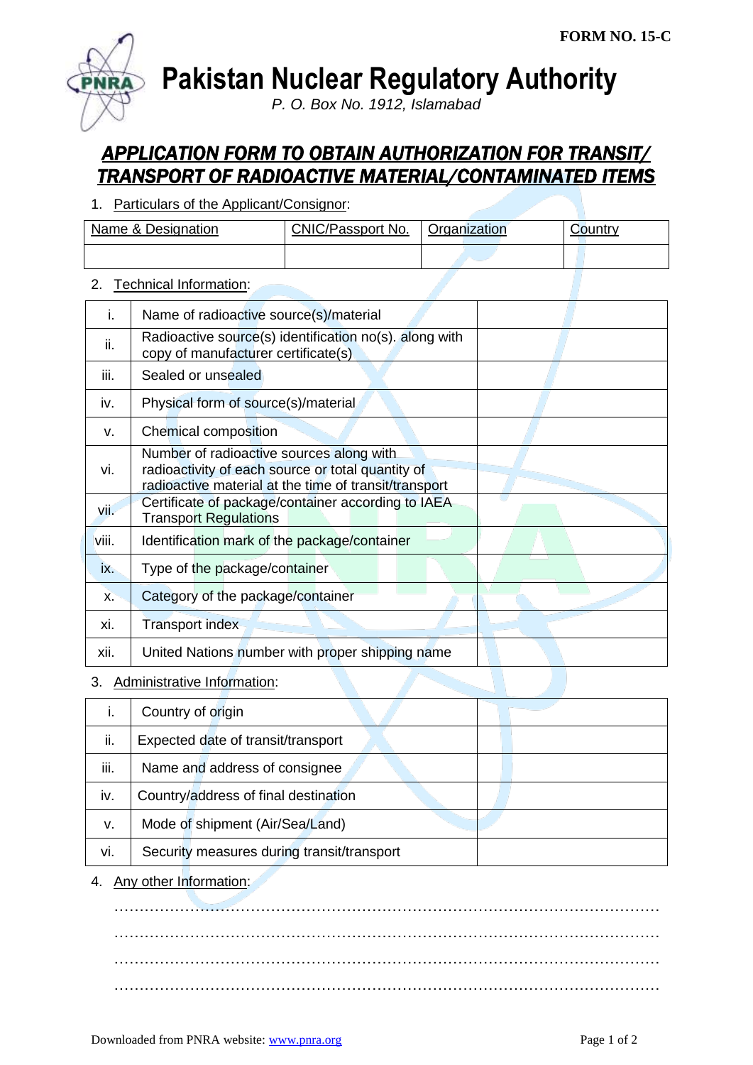FORM NO. 15-C

# Pakistan Nuclear Regulatory Authority

*P. O. Box No. 1912, Islamabad*

## *APPLICATION FORM TO OBTAIN AUTHORIZATION FOR TRANSIT/ TRANSPORT OF RADIOACTIVE MATERIAL/CONTAMINATED ITEMS*

1. Particulars of the Applicant/Consignor:

| Name & Designation | CNIC/Passport No. | Organization | Country |
|---|---|---|---|
| | | | |

2. Technical Information:

| | | |
|---|---|---|
| i. | Name of radioactive source(s)/material | |
| ii. | Radioactive source(s) identification no(s). along with copy of manufacturer certificate(s) | |
| iii. | Sealed or unsealed | |
| iv. | Physical form of source(s)/material | |
| v. | Chemical composition | |
| vi. | Number of radioactive sources along with radioactivity of each source or total quantity of radioactive material at the time of transit/transport | |
| vii. | Certificate of package/container according to IAEA Transport Regulations | |
| viii. | Identification mark of the package/container | |
| ix. | Type of the package/container | |
| x. | Category of the package/container | |
| xi. | Transport index | |
| xii. | United Nations number with proper shipping name | |

3. Administrative Information:

| | | |
|---|---|---|
| i. | Country of origin | |
| ii. | Expected date of transit/transport | |
| iii. | Name and address of consignee | |
| iv. | Country/address of final destination | |
| v. | Mode of shipment (Air/Sea/Land) | |
| vi. | Security measures during transit/transport | |

4. Any other Information:

…………………………………………………………………………………………

…………………………………………………………………………………………

…………………………………………………………………………………………

…………………………………………………………………………………………

Downloaded from PNRA website: www.pnra.org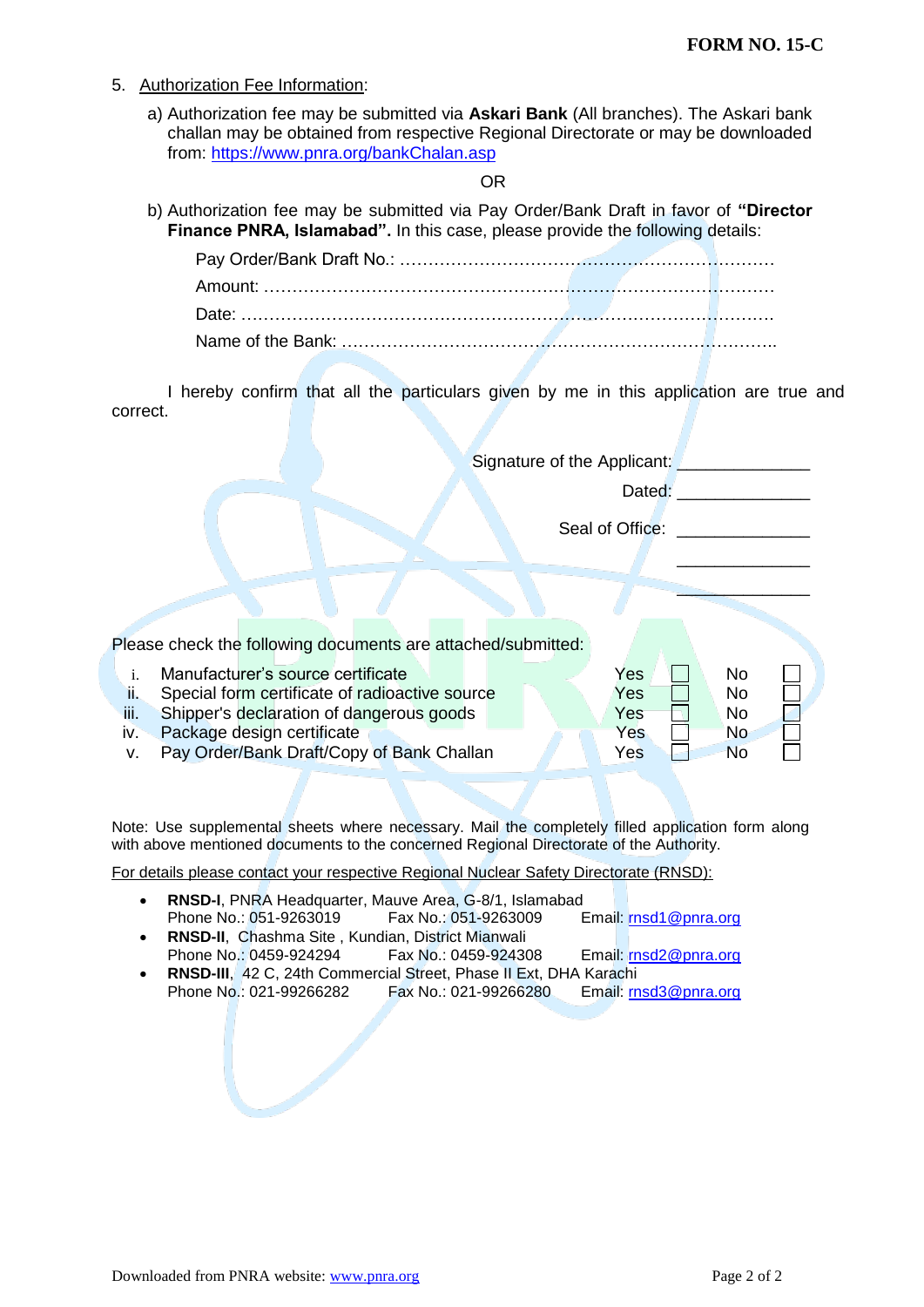5. Authorization Fee Information:

   a) Authorization fee may be submitted via **Askari Bank** (All branches). The Askari bank challan may be obtained from respective Regional Directorate or may be downloaded from: https://www.pnra.org/bankChalan.asp

   OR

   b) Authorization fee may be submitted via Pay Order/Bank Draft in favor of **"Director Finance PNRA, Islamabad".** In this case, please provide the following details:

      Pay Order/Bank Draft No.: ……………………………………………………….…

      Amount: ………………………………………………………………………….…

      Date: …………………………………………………………………………….….

      Name of the Bank: ………………………………………………………………..

I hereby confirm that all the particulars given by me in this application are true and correct.

Signature of the Applicant: ______________

Dated: ______________

Seal of Office: ______________
______________
______________

Please check the following documents are attached/submitted:

| | | | | | |
|---|---|---|---|---|---|
| i. | Manufacturer's source certificate | Yes | ☐ | No | ☐ |
| ii. | Special form certificate of radioactive source | Yes | ☐ | No | ☐ |
| iii. | Shipper's declaration of dangerous goods | Yes | ☐ | No | ☐ |
| iv. | Package design certificate | Yes | ☐ | No | ☐ |
| v. | Pay Order/Bank Draft/Copy of Bank Challan | Yes | ☐ | No | ☐ |

Note: Use supplemental sheets where necessary. Mail the completely filled application form along with above mentioned documents to the concerned Regional Directorate of the Authority.

For details please contact your respective Regional Nuclear Safety Directorate (RNSD):

- **RNSD-I**, PNRA Headquarter, Mauve Area, G-8/1, Islamabad
  Phone No.: 051-9263019 Fax No.: 051-9263009 Email: rnsd1@pnra.org
- **RNSD-II**, Chashma Site , Kundian, District Mianwali
  Phone No.: 0459-924294 Fax No.: 0459-924308 Email: rnsd2@pnra.org
- **RNSD-III**, 42 C, 24th Commercial Street, Phase II Ext, DHA Karachi
  Phone No.: 021-99266282 Fax No.: 021-99266280 Email: rnsd3@pnra.org

Downloaded from PNRA website: www.pnra.org